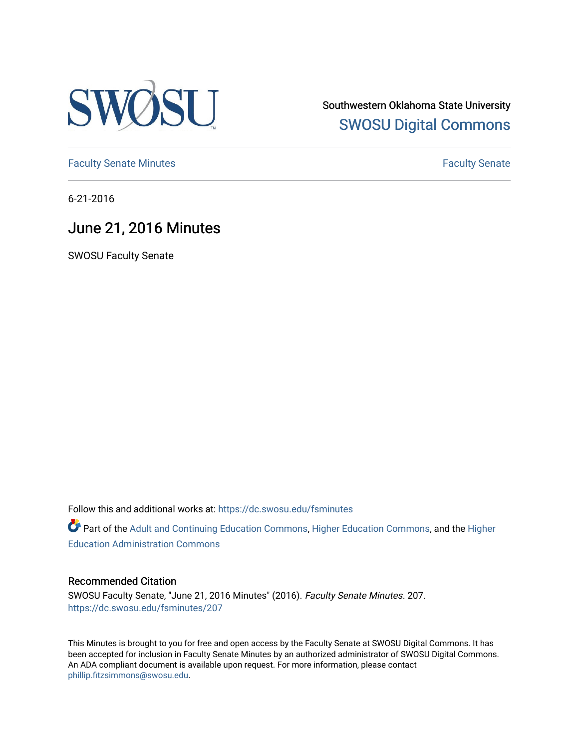Southwestern Oklahoma State University

SWOSU Digital Commons

Faculty Senate Minutes | Faculty Senate

6-21-2016

# June 21, 2016 Minutes

SWOSU Faculty Senate

Follow this and additional works at: https://dc.swosu.edu/fsminutes

Part of the Adult and Continuing Education Commons, Higher Education Commons, and the Higher Education Administration Commons

### Recommended Citation

SWOSU Faculty Senate, "June 21, 2016 Minutes" (2016). *Faculty Senate Minutes*. 207.
https://dc.swosu.edu/fsminutes/207

This Minutes is brought to you for free and open access by the Faculty Senate at SWOSU Digital Commons. It has been accepted for inclusion in Faculty Senate Minutes by an authorized administrator of SWOSU Digital Commons. An ADA compliant document is available upon request. For more information, please contact phillip.fitzsimmons@swosu.edu.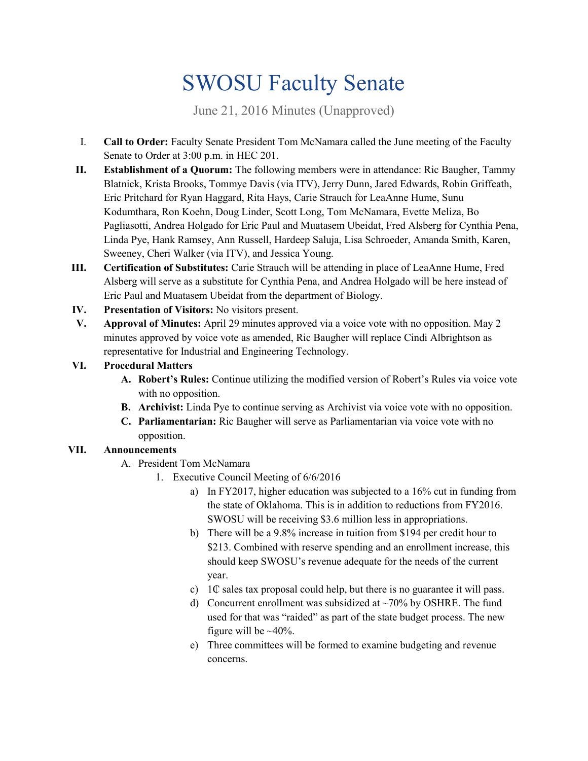# SWOSU Faculty Senate

June 21, 2016 Minutes (Unapproved)

I. **Call to Order:** Faculty Senate President Tom McNamara called the June meeting of the Faculty Senate to Order at 3:00 p.m. in HEC 201.

II. **Establishment of a Quorum:** The following members were in attendance: Ric Baugher, Tammy Blatnick, Krista Brooks, Tommye Davis (via ITV), Jerry Dunn, Jared Edwards, Robin Griffeath, Eric Pritchard for Ryan Haggard, Rita Hays, Carie Strauch for LeaAnne Hume, Sunu Kodumthara, Ron Koehn, Doug Linder, Scott Long, Tom McNamara, Evette Meliza, Bo Pagliasotti, Andrea Holgado for Eric Paul and Muatasem Ubeidat, Fred Alsberg for Cynthia Pena, Linda Pye, Hank Ramsey, Ann Russell, Hardeep Saluja, Lisa Schroeder, Amanda Smith, Karen, Sweeney, Cheri Walker (via ITV), and Jessica Young.

III. **Certification of Substitutes:** Carie Strauch will be attending in place of LeaAnne Hume, Fred Alsberg will serve as a substitute for Cynthia Pena, and Andrea Holgado will be here instead of Eric Paul and Muatasem Ubeidat from the department of Biology.

IV. **Presentation of Visitors:** No visitors present.

V. **Approval of Minutes:** April 29 minutes approved via a voice vote with no opposition. May 2 minutes approved by voice vote as amended, Ric Baugher will replace Cindi Albrightson as representative for Industrial and Engineering Technology.

VI. **Procedural Matters**
   - A. **Robert's Rules:** Continue utilizing the modified version of Robert's Rules via voice vote with no opposition.
   - B. **Archivist:** Linda Pye to continue serving as Archivist via voice vote with no opposition.
   - C. **Parliamentarian:** Ric Baugher will serve as Parliamentarian via voice vote with no opposition.

VII. **Announcements**
   - A. President Tom McNamara
     1. Executive Council Meeting of 6/6/2016
        - a) In FY2017, higher education was subjected to a 16% cut in funding from the state of Oklahoma. This is in addition to reductions from FY2016. SWOSU will be receiving $3.6 million less in appropriations.
        - b) There will be a 9.8% increase in tuition from $194 per credit hour to $213. Combined with reserve spending and an enrollment increase, this should keep SWOSU's revenue adequate for the needs of the current year.
        - c) 1₵ sales tax proposal could help, but there is no guarantee it will pass.
        - d) Concurrent enrollment was subsidized at ~70% by OSHRE. The fund used for that was "raided" as part of the state budget process. The new figure will be ~40%.
        - e) Three committees will be formed to examine budgeting and revenue concerns.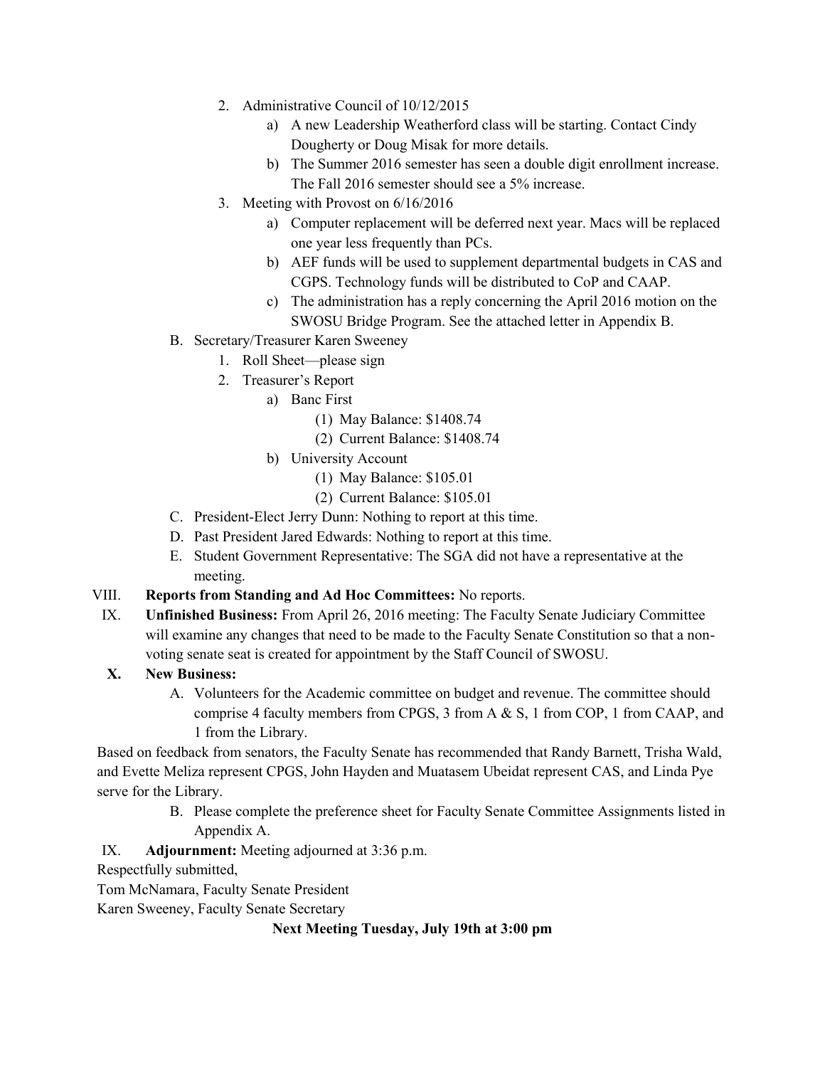2. Administrative Council of 10/12/2015
    a) A new Leadership Weatherford class will be starting. Contact Cindy Dougherty or Doug Misak for more details.
    b) The Summer 2016 semester has seen a double digit enrollment increase. The Fall 2016 semester should see a 5% increase.
3. Meeting with Provost on 6/16/2016
    a) Computer replacement will be deferred next year. Macs will be replaced one year less frequently than PCs.
    b) AEF funds will be used to supplement departmental budgets in CAS and CGPS. Technology funds will be distributed to CoP and CAAP.
    c) The administration has a reply concerning the April 2016 motion on the SWOSU Bridge Program. See the attached letter in Appendix B.

B. Secretary/Treasurer Karen Sweeney
1. Roll Sheet—please sign
2. Treasurer's Report
    a) Banc First
        (1) May Balance: $1408.74
        (2) Current Balance: $1408.74
    b) University Account
        (1) May Balance: $105.01
        (2) Current Balance: $105.01

C. President-Elect Jerry Dunn: Nothing to report at this time.

D. Past President Jared Edwards: Nothing to report at this time.

E. Student Government Representative: The SGA did not have a representative at the meeting.

VIII. **Reports from Standing and Ad Hoc Committees:** No reports.

IX. **Unfinished Business:** From April 26, 2016 meeting: The Faculty Senate Judiciary Committee will examine any changes that need to be made to the Faculty Senate Constitution so that a non-voting senate seat is created for appointment by the Staff Council of SWOSU.

**X. New Business:**

A. Volunteers for the Academic committee on budget and revenue. The committee should comprise 4 faculty members from CPGS, 3 from A & S, 1 from COP, 1 from CAAP, and 1 from the Library.

Based on feedback from senators, the Faculty Senate has recommended that Randy Barnett, Trisha Wald, and Evette Meliza represent CPGS, John Hayden and Muatasem Ubeidat represent CAS, and Linda Pye serve for the Library.

B. Please complete the preference sheet for Faculty Senate Committee Assignments listed in Appendix A.

IX. **Adjournment:** Meeting adjourned at 3:36 p.m.

Respectfully submitted,

Tom McNamara, Faculty Senate President

Karen Sweeney, Faculty Senate Secretary

**Next Meeting Tuesday, July 19th at 3:00 pm**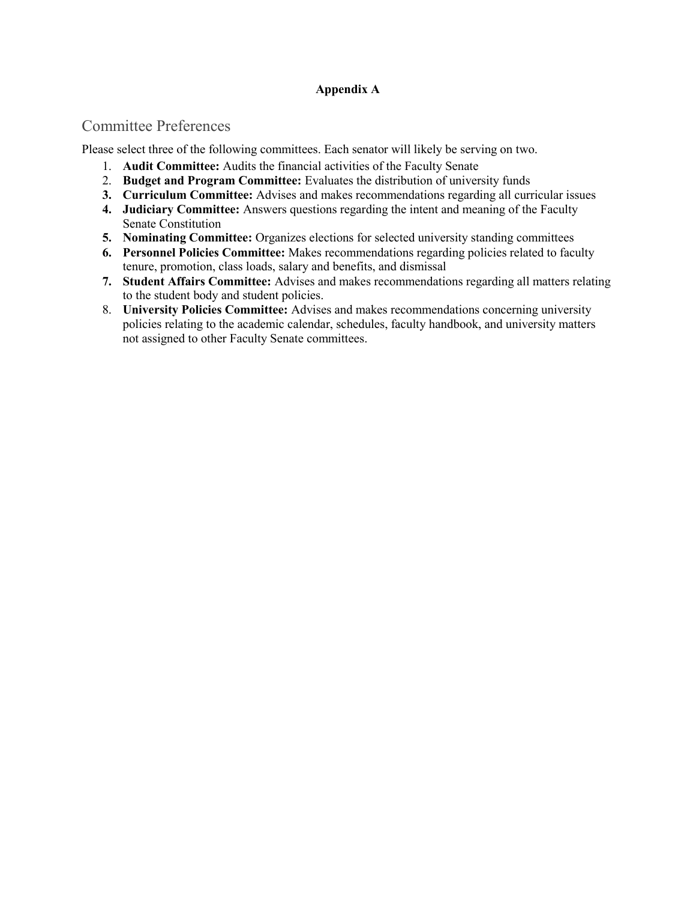**Appendix A**

## Committee Preferences

Please select three of the following committees. Each senator will likely be serving on two.

1. **Audit Committee:** Audits the financial activities of the Faculty Senate
2. **Budget and Program Committee:** Evaluates the distribution of university funds
3. **Curriculum Committee:** Advises and makes recommendations regarding all curricular issues
4. **Judiciary Committee:** Answers questions regarding the intent and meaning of the Faculty Senate Constitution
5. **Nominating Committee:** Organizes elections for selected university standing committees
6. **Personnel Policies Committee:** Makes recommendations regarding policies related to faculty tenure, promotion, class loads, salary and benefits, and dismissal
7. **Student Affairs Committee:** Advises and makes recommendations regarding all matters relating to the student body and student policies.
8. **University Policies Committee:** Advises and makes recommendations concerning university policies relating to the academic calendar, schedules, faculty handbook, and university matters not assigned to other Faculty Senate committees.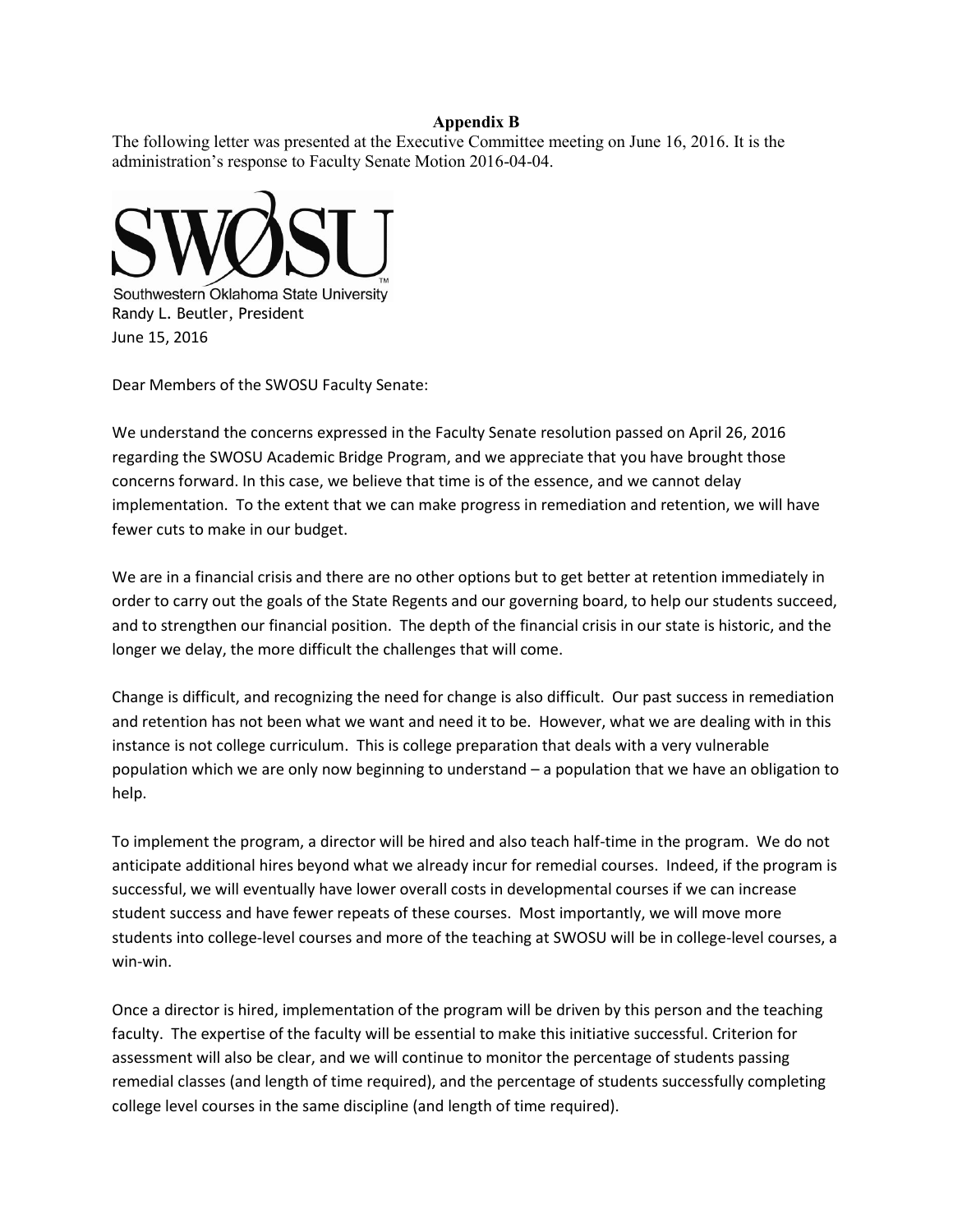**Appendix B**

The following letter was presented at the Executive Committee meeting on June 16, 2016. It is the administration's response to Faculty Senate Motion 2016-04-04.

SWOSU

Southwestern Oklahoma State University

Randy L. Beutler, President

June 15, 2016

Dear Members of the SWOSU Faculty Senate:

We understand the concerns expressed in the Faculty Senate resolution passed on April 26, 2016 regarding the SWOSU Academic Bridge Program, and we appreciate that you have brought those concerns forward. In this case, we believe that time is of the essence, and we cannot delay implementation. To the extent that we can make progress in remediation and retention, we will have fewer cuts to make in our budget.

We are in a financial crisis and there are no other options but to get better at retention immediately in order to carry out the goals of the State Regents and our governing board, to help our students succeed, and to strengthen our financial position. The depth of the financial crisis in our state is historic, and the longer we delay, the more difficult the challenges that will come.

Change is difficult, and recognizing the need for change is also difficult. Our past success in remediation and retention has not been what we want and need it to be. However, what we are dealing with in this instance is not college curriculum. This is college preparation that deals with a very vulnerable population which we are only now beginning to understand – a population that we have an obligation to help.

To implement the program, a director will be hired and also teach half-time in the program. We do not anticipate additional hires beyond what we already incur for remedial courses. Indeed, if the program is successful, we will eventually have lower overall costs in developmental courses if we can increase student success and have fewer repeats of these courses. Most importantly, we will move more students into college-level courses and more of the teaching at SWOSU will be in college-level courses, a win-win.

Once a director is hired, implementation of the program will be driven by this person and the teaching faculty. The expertise of the faculty will be essential to make this initiative successful. Criterion for assessment will also be clear, and we will continue to monitor the percentage of students passing remedial classes (and length of time required), and the percentage of students successfully completing college level courses in the same discipline (and length of time required).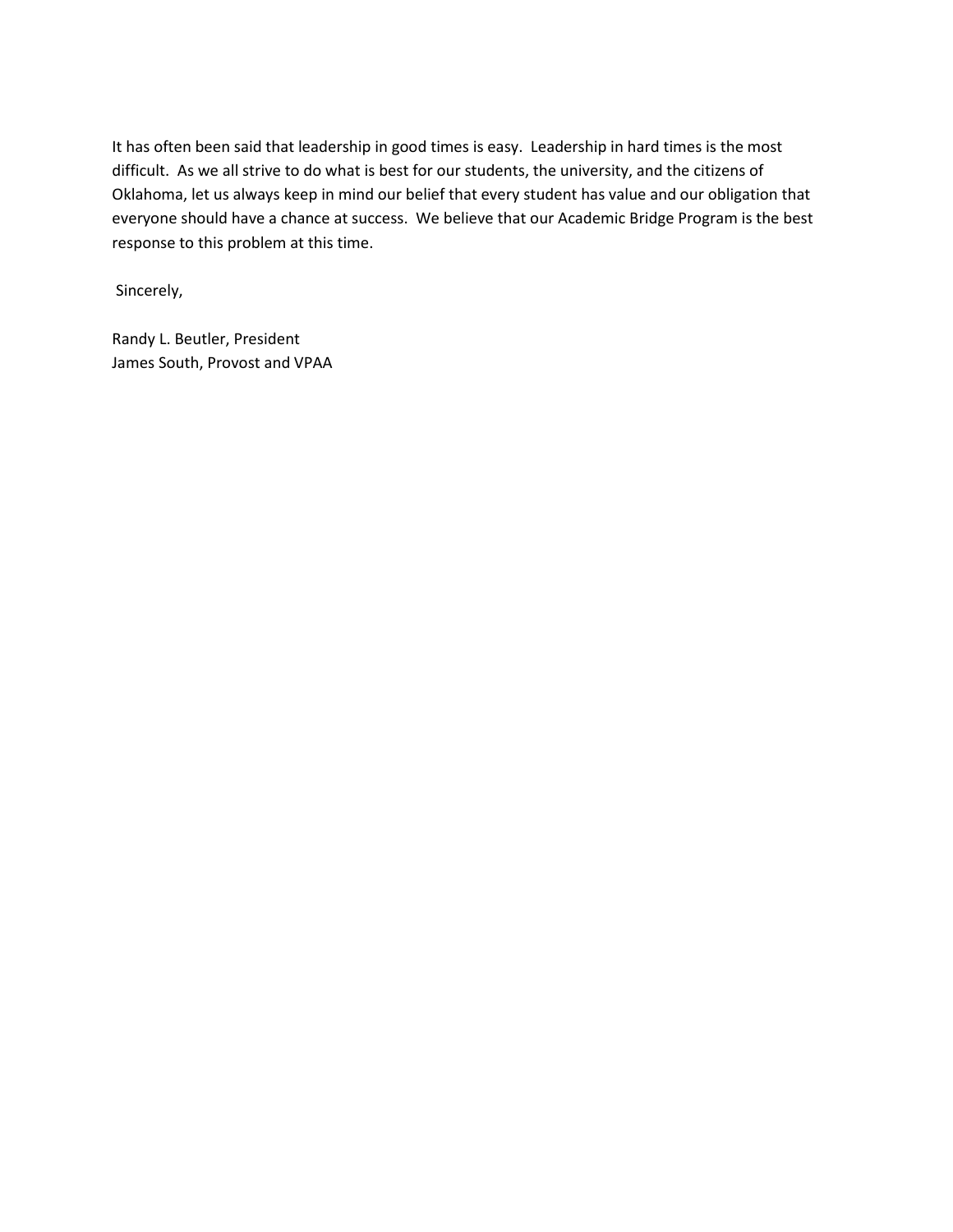It has often been said that leadership in good times is easy. Leadership in hard times is the most difficult. As we all strive to do what is best for our students, the university, and the citizens of Oklahoma, let us always keep in mind our belief that every student has value and our obligation that everyone should have a chance at success. We believe that our Academic Bridge Program is the best response to this problem at this time.

Sincerely,

Randy L. Beutler, President  
James South, Provost and VPAA